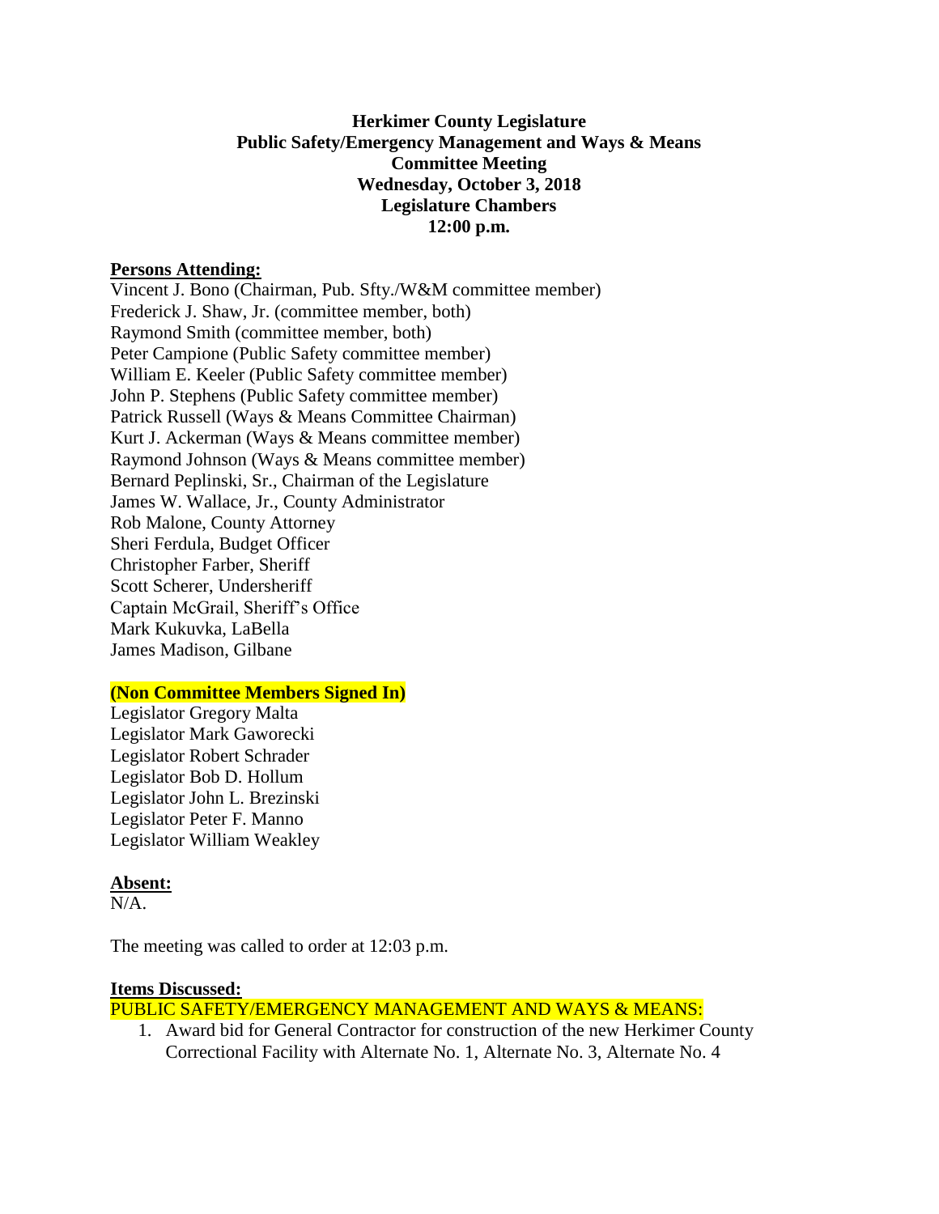**Herkimer County Legislature**
**Public Safety/Emergency Management and Ways & Means**
**Committee Meeting**
**Wednesday, October 3, 2018**
**Legislature Chambers**
**12:00 p.m.**

**Persons Attending:**

Vincent J. Bono (Chairman, Pub. Sfty./W&M committee member)
Frederick J. Shaw, Jr. (committee member, both)
Raymond Smith (committee member, both)
Peter Campione (Public Safety committee member)
William E. Keeler (Public Safety committee member)
John P. Stephens (Public Safety committee member)
Patrick Russell (Ways & Means Committee Chairman)
Kurt J. Ackerman (Ways & Means committee member)
Raymond Johnson (Ways & Means committee member)
Bernard Peplinski, Sr., Chairman of the Legislature
James W. Wallace, Jr., County Administrator
Rob Malone, County Attorney
Sheri Ferdula, Budget Officer
Christopher Farber, Sheriff
Scott Scherer, Undersheriff
Captain McGrail, Sheriff's Office
Mark Kukuvka, LaBella
James Madison, Gilbane

**(Non Committee Members Signed In)**

Legislator Gregory Malta
Legislator Mark Gaworecki
Legislator Robert Schrader
Legislator Bob D. Hollum
Legislator John L. Brezinski
Legislator Peter F. Manno
Legislator William Weakley

**Absent:**

N/A.

The meeting was called to order at 12:03 p.m.

**Items Discussed:**

PUBLIC SAFETY/EMERGENCY MANAGEMENT AND WAYS & MEANS:

1. Award bid for General Contractor for construction of the new Herkimer County Correctional Facility with Alternate No. 1, Alternate No. 3, Alternate No. 4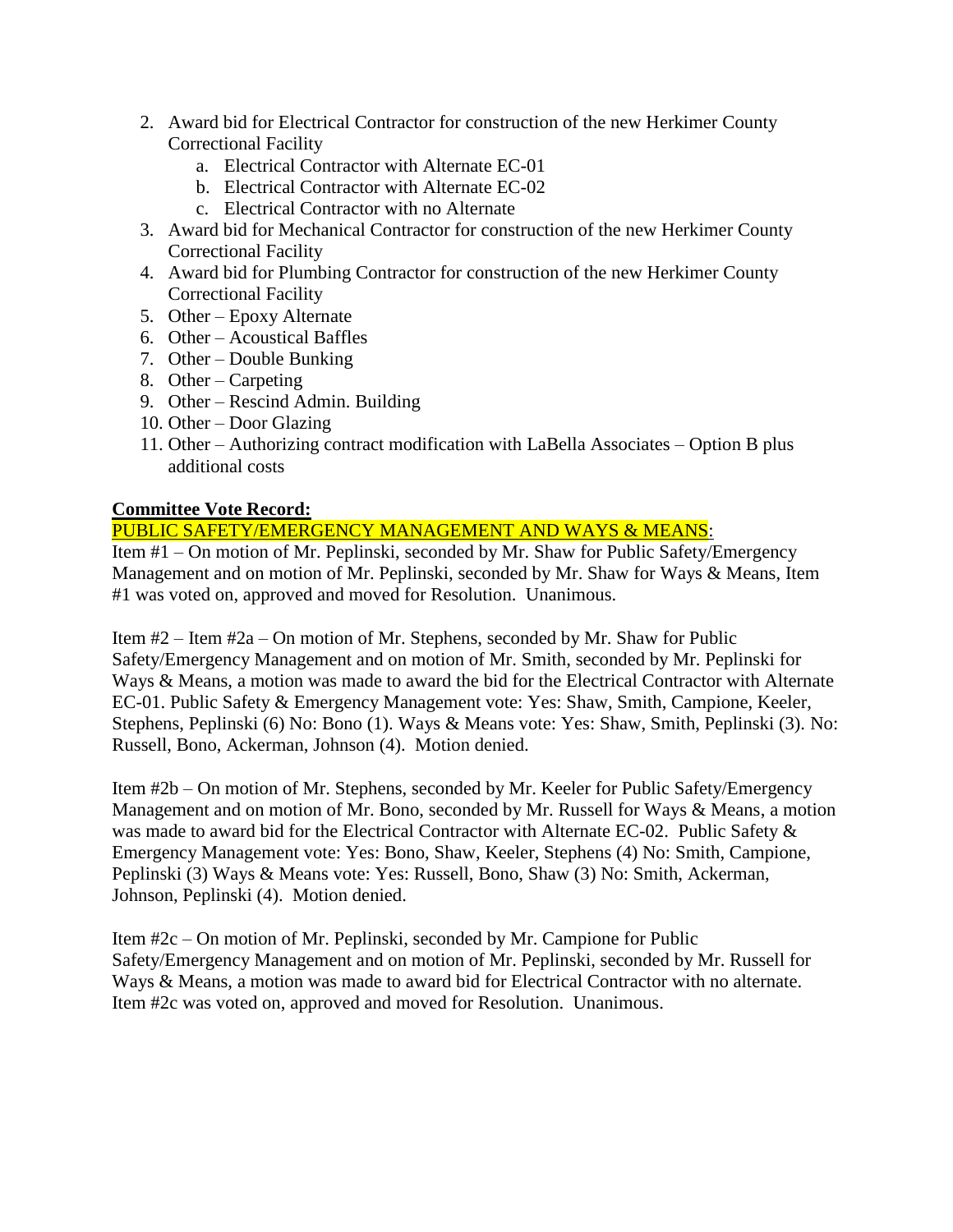2. Award bid for Electrical Contractor for construction of the new Herkimer County Correctional Facility
    a. Electrical Contractor with Alternate EC-01
    b. Electrical Contractor with Alternate EC-02
    c. Electrical Contractor with no Alternate
3. Award bid for Mechanical Contractor for construction of the new Herkimer County Correctional Facility
4. Award bid for Plumbing Contractor for construction of the new Herkimer County Correctional Facility
5. Other – Epoxy Alternate
6. Other – Acoustical Baffles
7. Other – Double Bunking
8. Other – Carpeting
9. Other – Rescind Admin. Building
10. Other – Door Glazing
11. Other – Authorizing contract modification with LaBella Associates – Option B plus additional costs

**Committee Vote Record:**

PUBLIC SAFETY/EMERGENCY MANAGEMENT AND WAYS & MEANS:

Item #1 – On motion of Mr. Peplinski, seconded by Mr. Shaw for Public Safety/Emergency Management and on motion of Mr. Peplinski, seconded by Mr. Shaw for Ways & Means, Item #1 was voted on, approved and moved for Resolution. Unanimous.

Item #2 – Item #2a – On motion of Mr. Stephens, seconded by Mr. Shaw for Public Safety/Emergency Management and on motion of Mr. Smith, seconded by Mr. Peplinski for Ways & Means, a motion was made to award the bid for the Electrical Contractor with Alternate EC-01. Public Safety & Emergency Management vote: Yes: Shaw, Smith, Campione, Keeler, Stephens, Peplinski (6) No: Bono (1). Ways & Means vote: Yes: Shaw, Smith, Peplinski (3). No: Russell, Bono, Ackerman, Johnson (4). Motion denied.

Item #2b – On motion of Mr. Stephens, seconded by Mr. Keeler for Public Safety/Emergency Management and on motion of Mr. Bono, seconded by Mr. Russell for Ways & Means, a motion was made to award bid for the Electrical Contractor with Alternate EC-02. Public Safety & Emergency Management vote: Yes: Bono, Shaw, Keeler, Stephens (4) No: Smith, Campione, Peplinski (3) Ways & Means vote: Yes: Russell, Bono, Shaw (3) No: Smith, Ackerman, Johnson, Peplinski (4). Motion denied.

Item #2c – On motion of Mr. Peplinski, seconded by Mr. Campione for Public Safety/Emergency Management and on motion of Mr. Peplinski, seconded by Mr. Russell for Ways & Means, a motion was made to award bid for Electrical Contractor with no alternate. Item #2c was voted on, approved and moved for Resolution. Unanimous.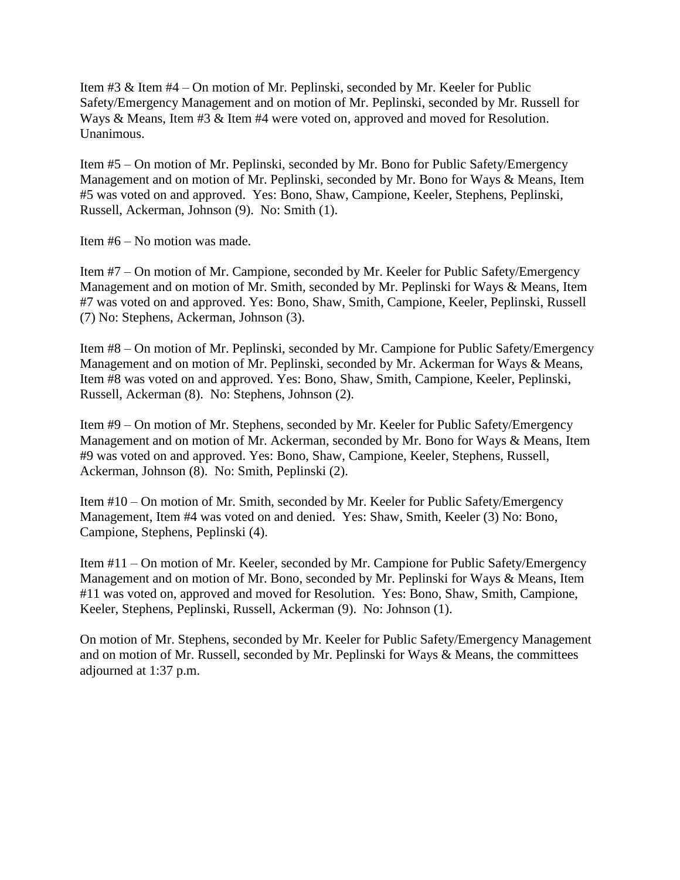Item #3 & Item #4 – On motion of Mr. Peplinski, seconded by Mr. Keeler for Public Safety/Emergency Management and on motion of Mr. Peplinski, seconded by Mr. Russell for Ways & Means, Item #3 & Item #4 were voted on, approved and moved for Resolution. Unanimous.

Item #5 – On motion of Mr. Peplinski, seconded by Mr. Bono for Public Safety/Emergency Management and on motion of Mr. Peplinski, seconded by Mr. Bono for Ways & Means, Item #5 was voted on and approved. Yes: Bono, Shaw, Campione, Keeler, Stephens, Peplinski, Russell, Ackerman, Johnson (9). No: Smith (1).

Item #6 – No motion was made.

Item #7 – On motion of Mr. Campione, seconded by Mr. Keeler for Public Safety/Emergency Management and on motion of Mr. Smith, seconded by Mr. Peplinski for Ways & Means, Item #7 was voted on and approved. Yes: Bono, Shaw, Smith, Campione, Keeler, Peplinski, Russell (7) No: Stephens, Ackerman, Johnson (3).

Item #8 – On motion of Mr. Peplinski, seconded by Mr. Campione for Public Safety/Emergency Management and on motion of Mr. Peplinski, seconded by Mr. Ackerman for Ways & Means, Item #8 was voted on and approved. Yes: Bono, Shaw, Smith, Campione, Keeler, Peplinski, Russell, Ackerman (8). No: Stephens, Johnson (2).

Item #9 – On motion of Mr. Stephens, seconded by Mr. Keeler for Public Safety/Emergency Management and on motion of Mr. Ackerman, seconded by Mr. Bono for Ways & Means, Item #9 was voted on and approved. Yes: Bono, Shaw, Campione, Keeler, Stephens, Russell, Ackerman, Johnson (8). No: Smith, Peplinski (2).

Item #10 – On motion of Mr. Smith, seconded by Mr. Keeler for Public Safety/Emergency Management, Item #4 was voted on and denied. Yes: Shaw, Smith, Keeler (3) No: Bono, Campione, Stephens, Peplinski (4).

Item #11 – On motion of Mr. Keeler, seconded by Mr. Campione for Public Safety/Emergency Management and on motion of Mr. Bono, seconded by Mr. Peplinski for Ways & Means, Item #11 was voted on, approved and moved for Resolution. Yes: Bono, Shaw, Smith, Campione, Keeler, Stephens, Peplinski, Russell, Ackerman (9). No: Johnson (1).

On motion of Mr. Stephens, seconded by Mr. Keeler for Public Safety/Emergency Management and on motion of Mr. Russell, seconded by Mr. Peplinski for Ways & Means, the committees adjourned at 1:37 p.m.